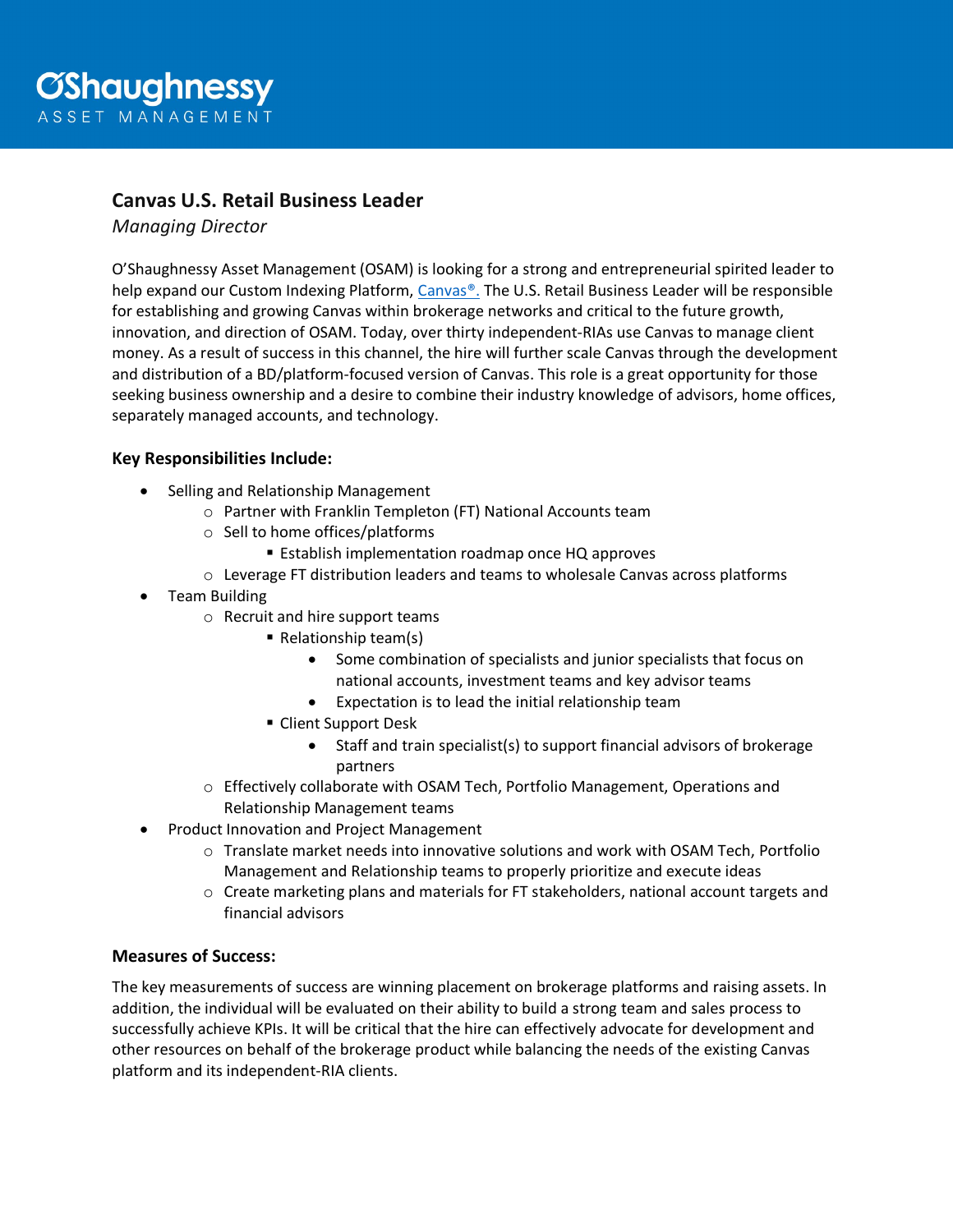# O'Shaughnessy ASSET MANAGEMENT

## Canvas U.S. Retail Business Leader

*Managing Director*

O'Shaughnessy Asset Management (OSAM) is looking for a strong and entrepreneurial spirited leader to help expand our Custom Indexing Platform, Canvas®. The U.S. Retail Business Leader will be responsible for establishing and growing Canvas within brokerage networks and critical to the future growth, innovation, and direction of OSAM. Today, over thirty independent-RIAs use Canvas to manage client money. As a result of success in this channel, the hire will further scale Canvas through the development and distribution of a BD/platform-focused version of Canvas. This role is a great opportunity for those seeking business ownership and a desire to combine their industry knowledge of advisors, home offices, separately managed accounts, and technology.

### Key Responsibilities Include:

- Selling and Relationship Management
  - Partner with Franklin Templeton (FT) National Accounts team
  - Sell to home offices/platforms
    - Establish implementation roadmap once HQ approves
  - Leverage FT distribution leaders and teams to wholesale Canvas across platforms
- Team Building
  - Recruit and hire support teams
    - Relationship team(s)
      - Some combination of specialists and junior specialists that focus on national accounts, investment teams and key advisor teams
      - Expectation is to lead the initial relationship team
    - Client Support Desk
      - Staff and train specialist(s) to support financial advisors of brokerage partners
  - Effectively collaborate with OSAM Tech, Portfolio Management, Operations and Relationship Management teams
- Product Innovation and Project Management
  - Translate market needs into innovative solutions and work with OSAM Tech, Portfolio Management and Relationship teams to properly prioritize and execute ideas
  - Create marketing plans and materials for FT stakeholders, national account targets and financial advisors

### Measures of Success:

The key measurements of success are winning placement on brokerage platforms and raising assets. In addition, the individual will be evaluated on their ability to build a strong team and sales process to successfully achieve KPIs. It will be critical that the hire can effectively advocate for development and other resources on behalf of the brokerage product while balancing the needs of the existing Canvas platform and its independent-RIA clients.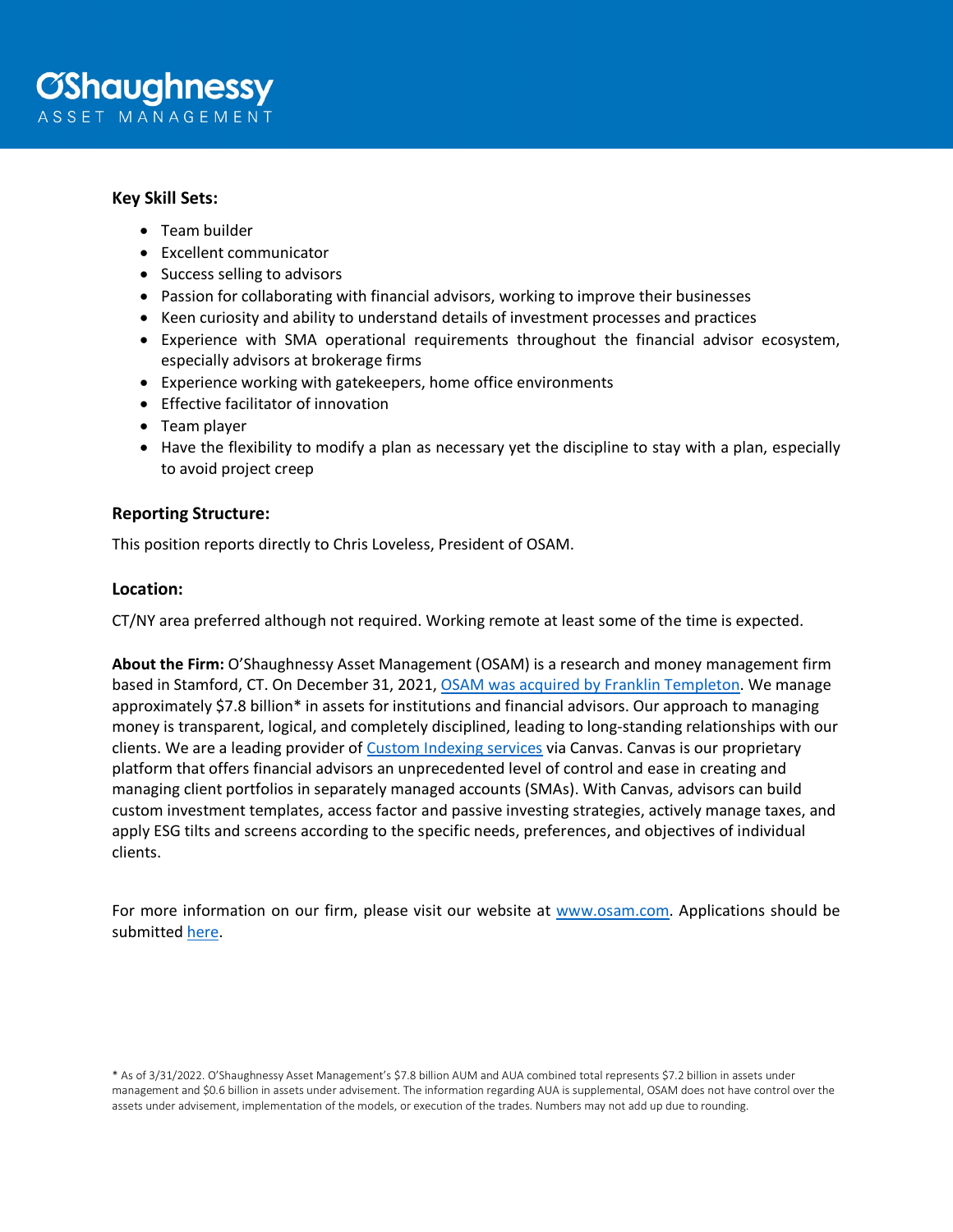**Key Skill Sets:**

- Team builder
- Excellent communicator
- Success selling to advisors
- Passion for collaborating with financial advisors, working to improve their businesses
- Keen curiosity and ability to understand details of investment processes and practices
- Experience with SMA operational requirements throughout the financial advisor ecosystem, especially advisors at brokerage firms
- Experience working with gatekeepers, home office environments
- Effective facilitator of innovation
- Team player
- Have the flexibility to modify a plan as necessary yet the discipline to stay with a plan, especially to avoid project creep

**Reporting Structure:**

This position reports directly to Chris Loveless, President of OSAM.

**Location:**

CT/NY area preferred although not required. Working remote at least some of the time is expected.

**About the Firm:** O'Shaughnessy Asset Management (OSAM) is a research and money management firm based in Stamford, CT. On December 31, 2021, OSAM was acquired by Franklin Templeton. We manage approximately $7.8 billion* in assets for institutions and financial advisors. Our approach to managing money is transparent, logical, and completely disciplined, leading to long-standing relationships with our clients. We are a leading provider of Custom Indexing services via Canvas. Canvas is our proprietary platform that offers financial advisors an unprecedented level of control and ease in creating and managing client portfolios in separately managed accounts (SMAs). With Canvas, advisors can build custom investment templates, access factor and passive investing strategies, actively manage taxes, and apply ESG tilts and screens according to the specific needs, preferences, and objectives of individual clients.

For more information on our firm, please visit our website at www.osam.com. Applications should be submitted here.

* As of 3/31/2022. O'Shaughnessy Asset Management's $7.8 billion AUM and AUA combined total represents $7.2 billion in assets under management and $0.6 billion in assets under advisement. The information regarding AUA is supplemental, OSAM does not have control over the assets under advisement, implementation of the models, or execution of the trades. Numbers may not add up due to rounding.